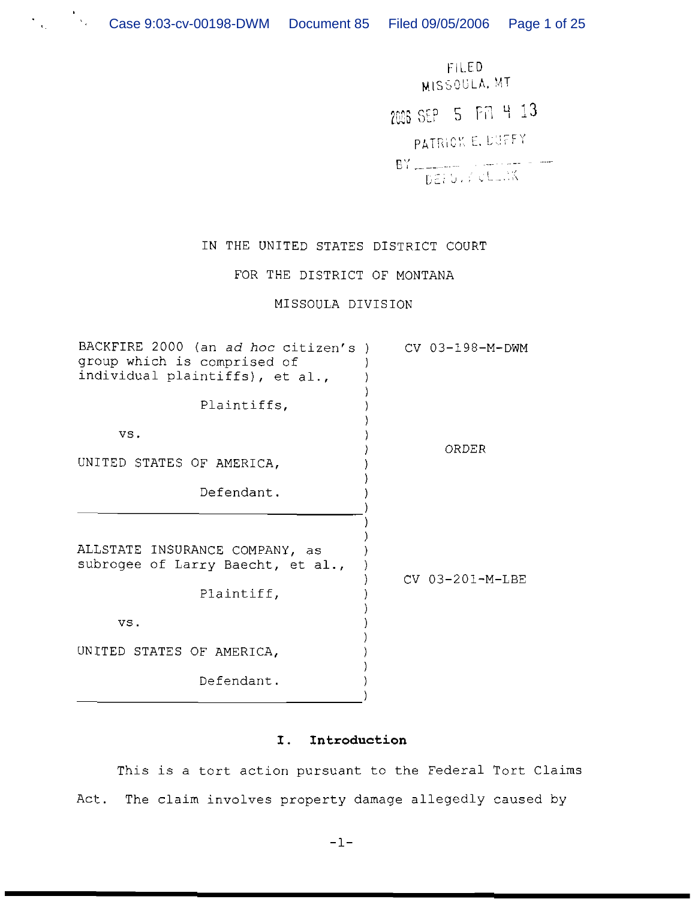FILED
MISSOULA, MT

2006 SEP 5 PM 4 13

PATRICK E. DUFFY

BY ________________
DEPUTY CLERK

IN THE UNITED STATES DISTRICT COURT

FOR THE DISTRICT OF MONTANA

MISSOULA DIVISION

| | |
|---|---|
| BACKFIRE 2000 (an *ad hoc* citizen's group which is comprised of individual plaintiffs), et al.,<br><br>Plaintiffs,<br><br>vs.<br><br>UNITED STATES OF AMERICA,<br><br>Defendant. | CV 03-198-M-DWM<br><br>ORDER |
| ALLSTATE INSURANCE COMPANY, as subrogee of Larry Baecht, et al.,<br><br>Plaintiff,<br><br>vs.<br><br>UNITED STATES OF AMERICA,<br><br>Defendant. | CV 03-201-M-LBE |

## I. Introduction

This is a tort action pursuant to the Federal Tort Claims Act. The claim involves property damage allegedly caused by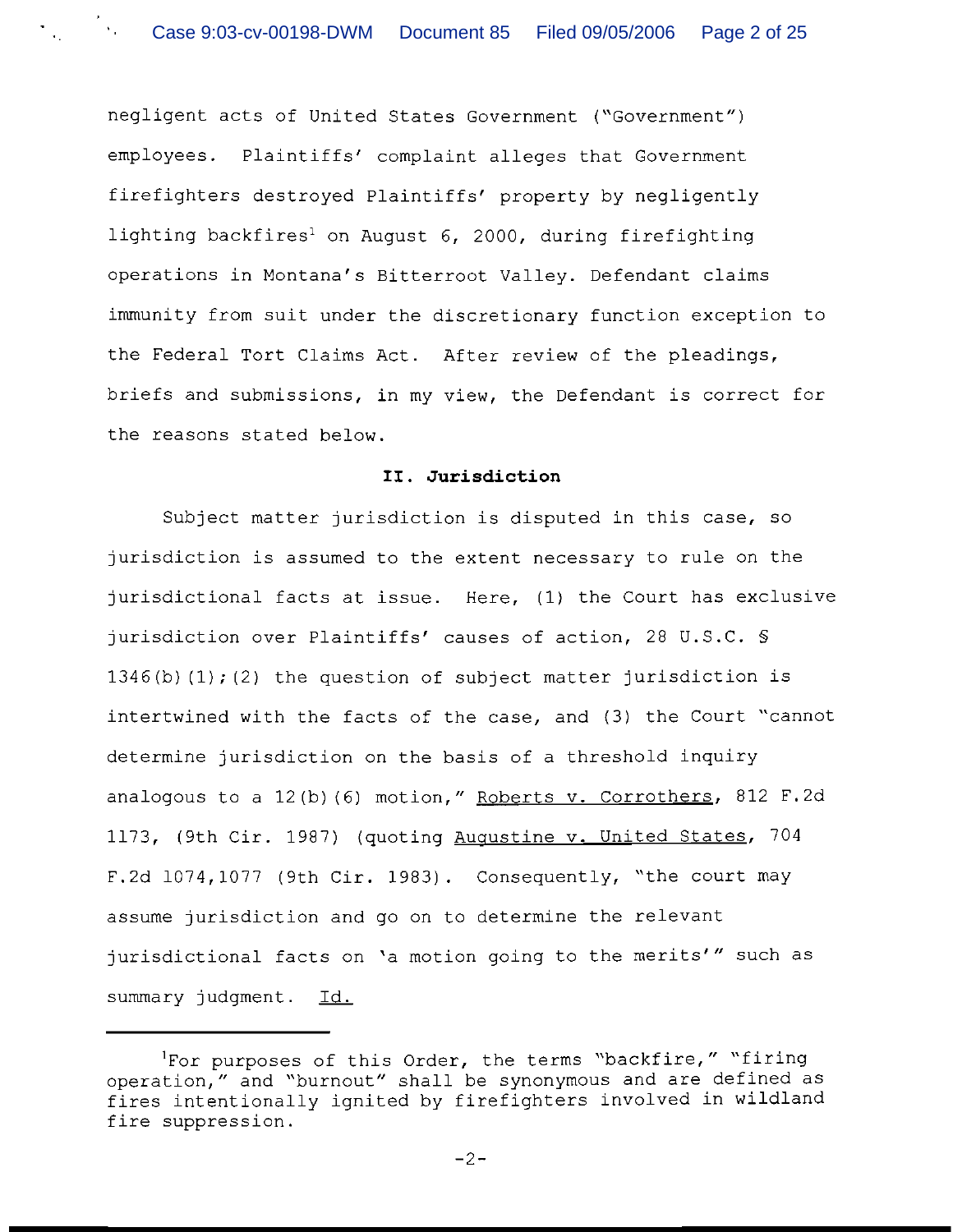negligent acts of United States Government ("Government") employees. Plaintiffs' complaint alleges that Government firefighters destroyed Plaintiffs' property by negligently lighting backfires[1] on August 6, 2000, during firefighting operations in Montana's Bitterroot Valley. Defendant claims immunity from suit under the discretionary function exception to the Federal Tort Claims Act. After review of the pleadings, briefs and submissions, in my view, the Defendant is correct for the reasons stated below.

## II. Jurisdiction

Subject matter jurisdiction is disputed in this case, so jurisdiction is assumed to the extent necessary to rule on the jurisdictional facts at issue. Here, (1) the Court has exclusive jurisdiction over Plaintiffs' causes of action, 28 U.S.C. § 1346(b)(1);(2) the question of subject matter jurisdiction is intertwined with the facts of the case, and (3) the Court "cannot determine jurisdiction on the basis of a threshold inquiry analogous to a 12(b)(6) motion," Roberts v. Corrothers, 812 F.2d 1173, (9th Cir. 1987) (quoting Augustine v. United States, 704 F.2d 1074,1077 (9th Cir. 1983). Consequently, "the court may assume jurisdiction and go on to determine the relevant jurisdictional facts on 'a motion going to the merits'" such as summary judgment. Id.

---

[1]For purposes of this Order, the terms "backfire," "firing operation," and "burnout" shall be synonymous and are defined as fires intentionally ignited by firefighters involved in wildland fire suppression.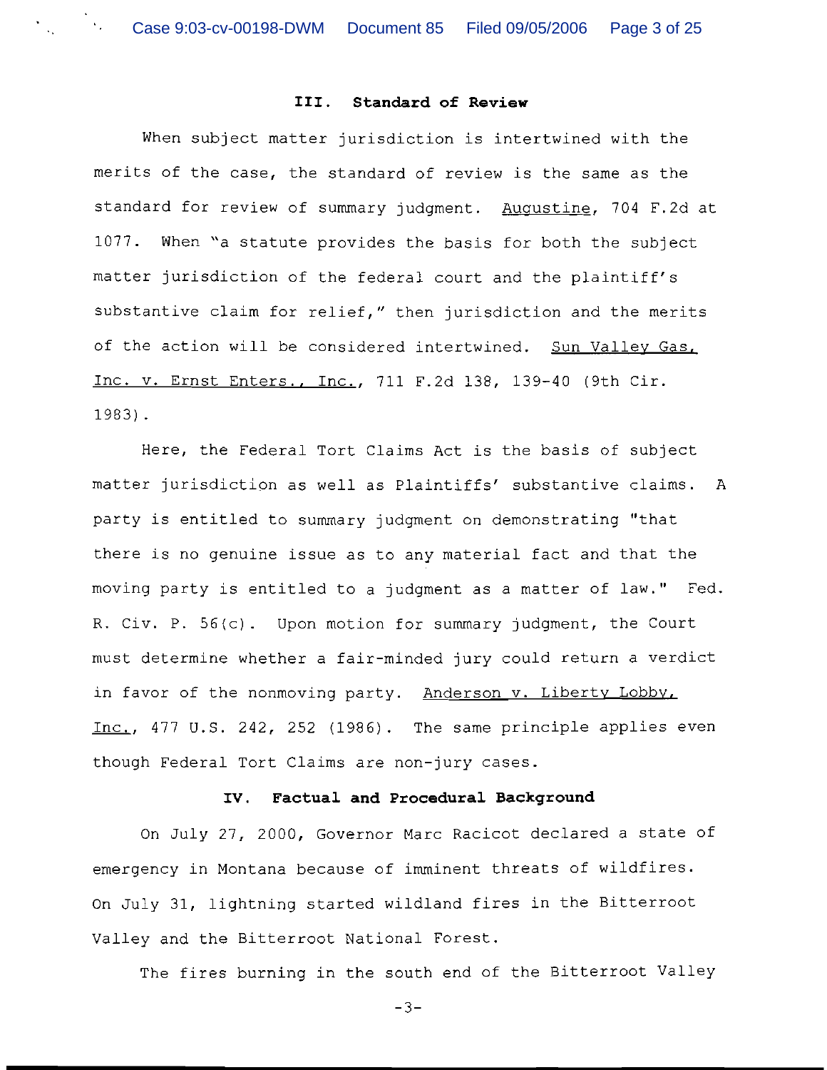## III. Standard of Review

When subject matter jurisdiction is intertwined with the merits of the case, the standard of review is the same as the standard for review of summary judgment. Augustine, 704 F.2d at 1077. When "a statute provides the basis for both the subject matter jurisdiction of the federal court and the plaintiff's substantive claim for relief," then jurisdiction and the merits of the action will be considered intertwined. Sun Valley Gas, Inc. v. Ernst Enters., Inc., 711 F.2d 138, 139-40 (9th Cir. 1983).

Here, the Federal Tort Claims Act is the basis of subject matter jurisdiction as well as Plaintiffs' substantive claims. A party is entitled to summary judgment on demonstrating "that there is no genuine issue as to any material fact and that the moving party is entitled to a judgment as a matter of law." Fed. R. Civ. P. 56(c). Upon motion for summary judgment, the Court must determine whether a fair-minded jury could return a verdict in favor of the nonmoving party. Anderson v. Liberty Lobby, Inc., 477 U.S. 242, 252 (1986). The same principle applies even though Federal Tort Claims are non-jury cases.

## IV. Factual and Procedural Background

On July 27, 2000, Governor Marc Racicot declared a state of emergency in Montana because of imminent threats of wildfires. On July 31, lightning started wildland fires in the Bitterroot Valley and the Bitterroot National Forest.

The fires burning in the south end of the Bitterroot Valley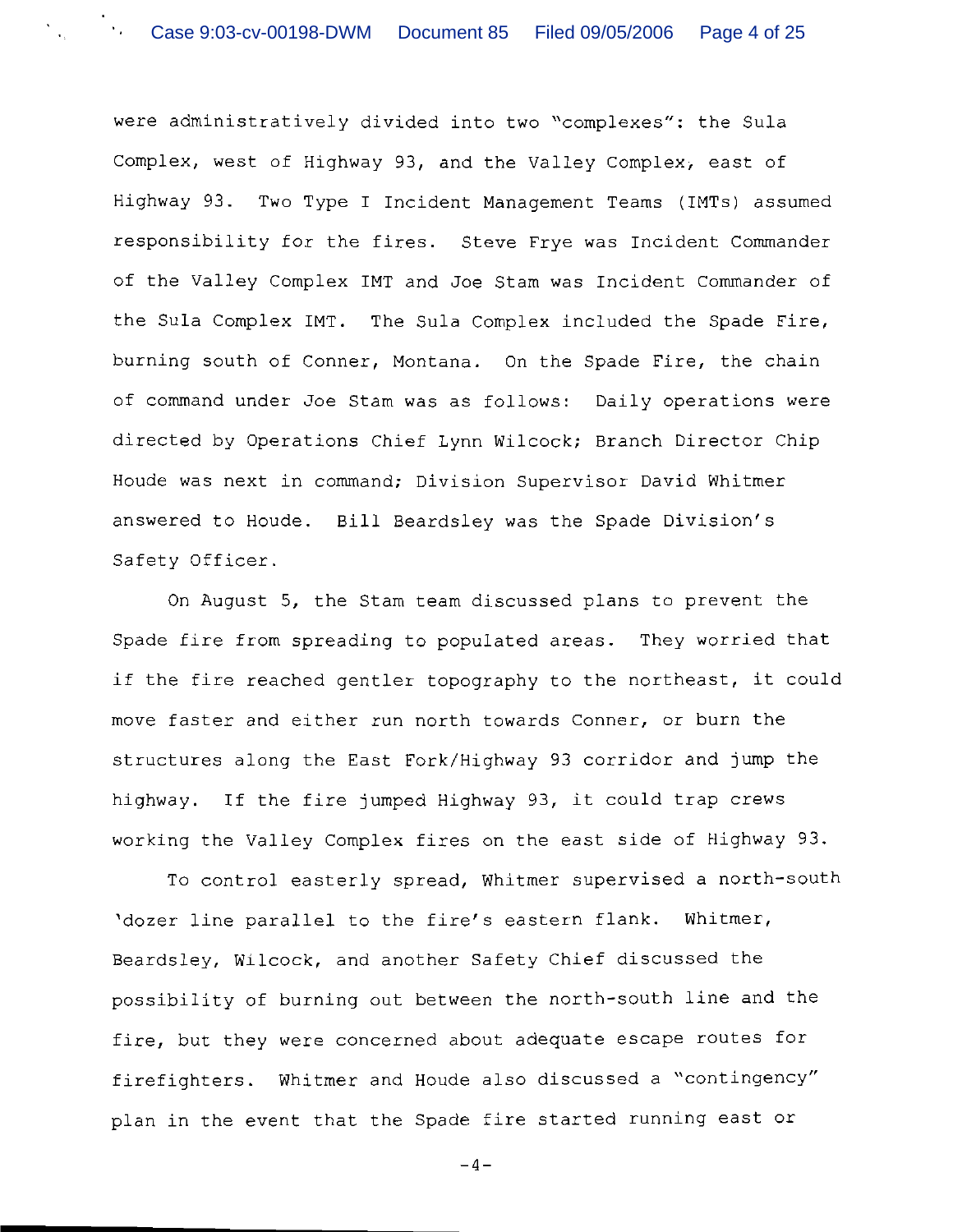were administratively divided into two "complexes": the Sula Complex, west of Highway 93, and the Valley Complex, east of Highway 93. Two Type I Incident Management Teams (IMTs) assumed responsibility for the fires. Steve Frye was Incident Commander of the Valley Complex IMT and Joe Stam was Incident Commander of the Sula Complex IMT. The Sula Complex included the Spade Fire, burning south of Conner, Montana. On the Spade Fire, the chain of command under Joe Stam was as follows: Daily operations were directed by Operations Chief Lynn Wilcock; Branch Director Chip Houde was next in command; Division Supervisor David Whitmer answered to Houde. Bill Beardsley was the Spade Division's Safety Officer.

On August 5, the Stam team discussed plans to prevent the Spade fire from spreading to populated areas. They worried that if the fire reached gentler topography to the northeast, it could move faster and either run north towards Conner, or burn the structures along the East Fork/Highway 93 corridor and jump the highway. If the fire jumped Highway 93, it could trap crews working the Valley Complex fires on the east side of Highway 93.

To control easterly spread, Whitmer supervised a north-south 'dozer line parallel to the fire's eastern flank. Whitmer, Beardsley, Wilcock, and another Safety Chief discussed the possibility of burning out between the north-south line and the fire, but they were concerned about adequate escape routes for firefighters. Whitmer and Houde also discussed a "contingency" plan in the event that the Spade fire started running east or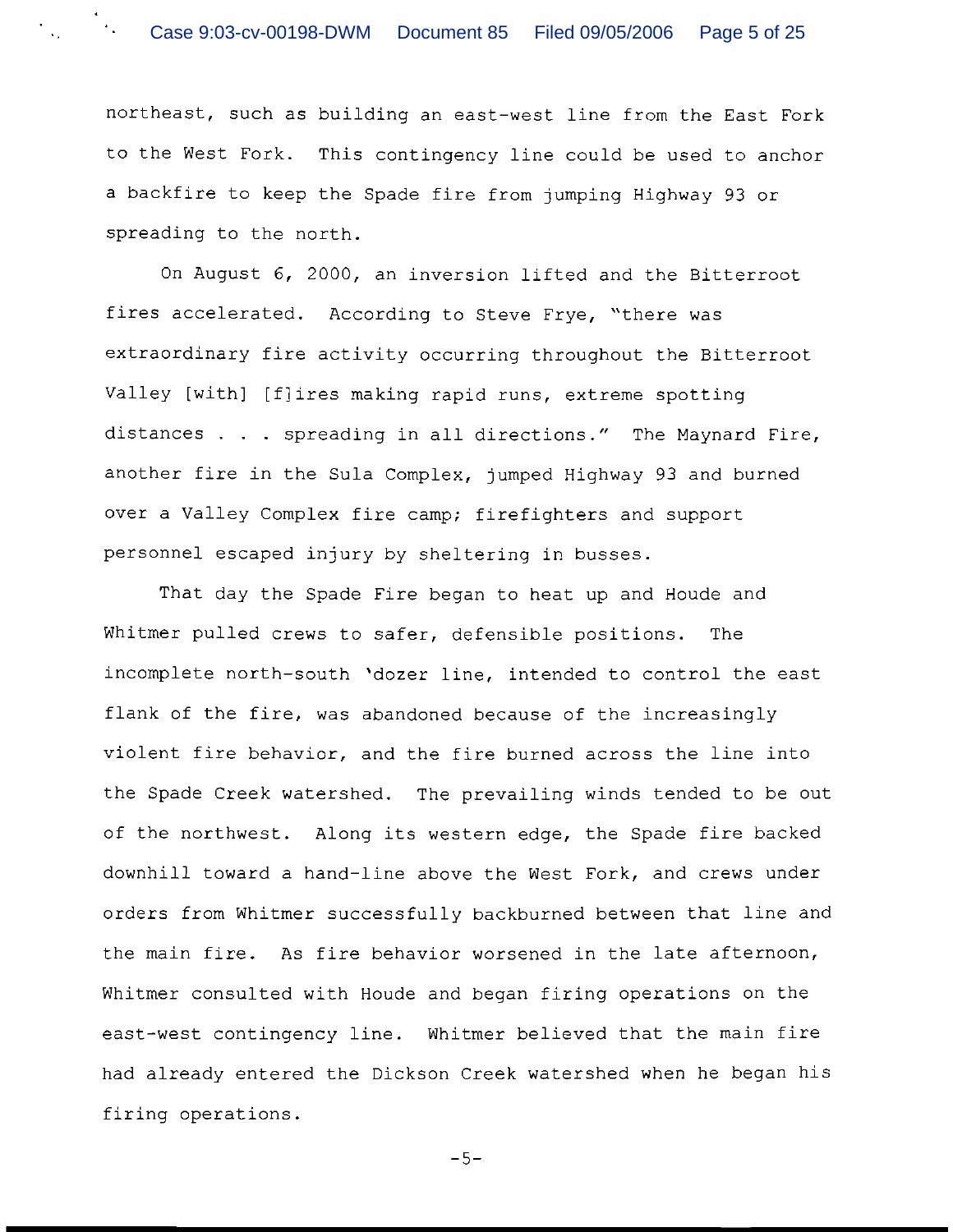northeast, such as building an east-west line from the East Fork to the West Fork. This contingency line could be used to anchor a backfire to keep the Spade fire from jumping Highway 93 or spreading to the north.

On August 6, 2000, an inversion lifted and the Bitterroot fires accelerated. According to Steve Frye, "there was extraordinary fire activity occurring throughout the Bitterroot Valley [with] [f]ires making rapid runs, extreme spotting distances . . . spreading in all directions." The Maynard Fire, another fire in the Sula Complex, jumped Highway 93 and burned over a Valley Complex fire camp; firefighters and support personnel escaped injury by sheltering in busses.

That day the Spade Fire began to heat up and Houde and Whitmer pulled crews to safer, defensible positions. The incomplete north-south 'dozer line, intended to control the east flank of the fire, was abandoned because of the increasingly violent fire behavior, and the fire burned across the line into the Spade Creek watershed. The prevailing winds tended to be out of the northwest. Along its western edge, the Spade fire backed downhill toward a hand-line above the West Fork, and crews under orders from Whitmer successfully backburned between that line and the main fire. As fire behavior worsened in the late afternoon, Whitmer consulted with Houde and began firing operations on the east-west contingency line. Whitmer believed that the main fire had already entered the Dickson Creek watershed when he began his firing operations.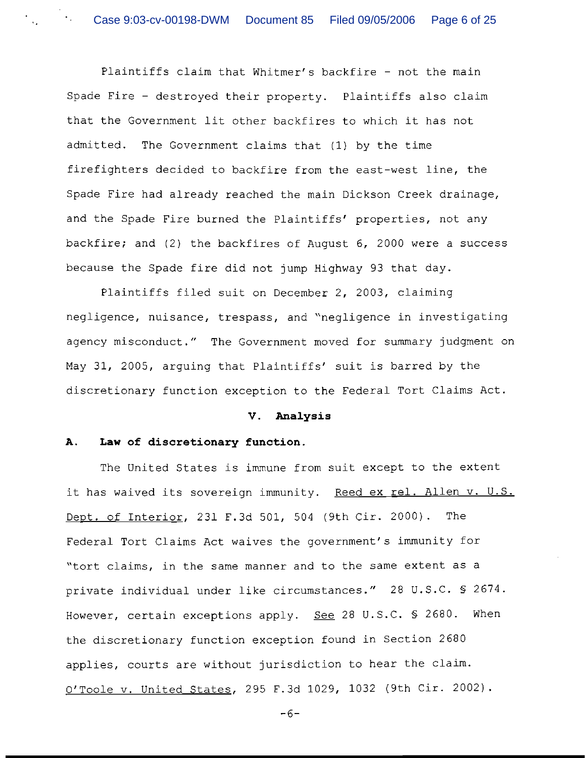Plaintiffs claim that Whitmer's backfire – not the main Spade Fire – destroyed their property. Plaintiffs also claim that the Government lit other backfires to which it has not admitted. The Government claims that (1) by the time firefighters decided to backfire from the east-west line, the Spade Fire had already reached the main Dickson Creek drainage, and the Spade Fire burned the Plaintiffs' properties, not any backfire; and (2) the backfires of August 6, 2000 were a success because the Spade fire did not jump Highway 93 that day.

Plaintiffs filed suit on December 2, 2003, claiming negligence, nuisance, trespass, and "negligence in investigating agency misconduct." The Government moved for summary judgment on May 31, 2005, arguing that Plaintiffs' suit is barred by the discretionary function exception to the Federal Tort Claims Act.

## V. Analysis

### A. Law of discretionary function.

The United States is immune from suit except to the extent it has waived its sovereign immunity. Reed ex rel. Allen v. U.S. Dept. of Interior, 231 F.3d 501, 504 (9th Cir. 2000). The Federal Tort Claims Act waives the government's immunity for "tort claims, in the same manner and to the same extent as a private individual under like circumstances." 28 U.S.C. § 2674. However, certain exceptions apply. See 28 U.S.C. § 2680. When the discretionary function exception found in Section 2680 applies, courts are without jurisdiction to hear the claim. O'Toole v. United States, 295 F.3d 1029, 1032 (9th Cir. 2002).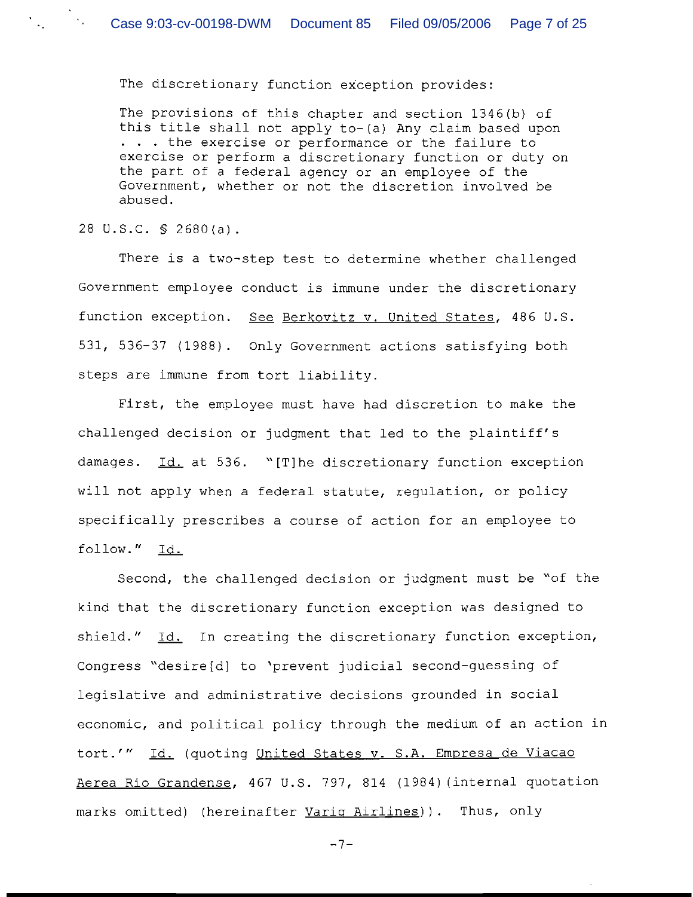The discretionary function exception provides:

> The provisions of this chapter and section 1346(b) of this title shall not apply to-(a) Any claim based upon . . . the exercise or performance or the failure to exercise or perform a discretionary function or duty on the part of a federal agency or an employee of the Government, whether or not the discretion involved be abused.

28 U.S.C. § 2680(a).

There is a two-step test to determine whether challenged Government employee conduct is immune under the discretionary function exception. See Berkovitz v. United States, 486 U.S. 531, 536-37 (1988). Only Government actions satisfying both steps are immune from tort liability.

First, the employee must have had discretion to make the challenged decision or judgment that led to the plaintiff's damages. Id. at 536. "[T]he discretionary function exception will not apply when a federal statute, regulation, or policy specifically prescribes a course of action for an employee to follow." Id.

Second, the challenged decision or judgment must be "of the kind that the discretionary function exception was designed to shield." Id. In creating the discretionary function exception, Congress "desire[d] to 'prevent judicial second-guessing of legislative and administrative decisions grounded in social economic, and political policy through the medium of an action in tort.'" Id. (quoting United States v. S.A. Empresa de Viacao Aerea Rio Grandense, 467 U.S. 797, 814 (1984)(internal quotation marks omitted) (hereinafter Varig Airlines)). Thus, only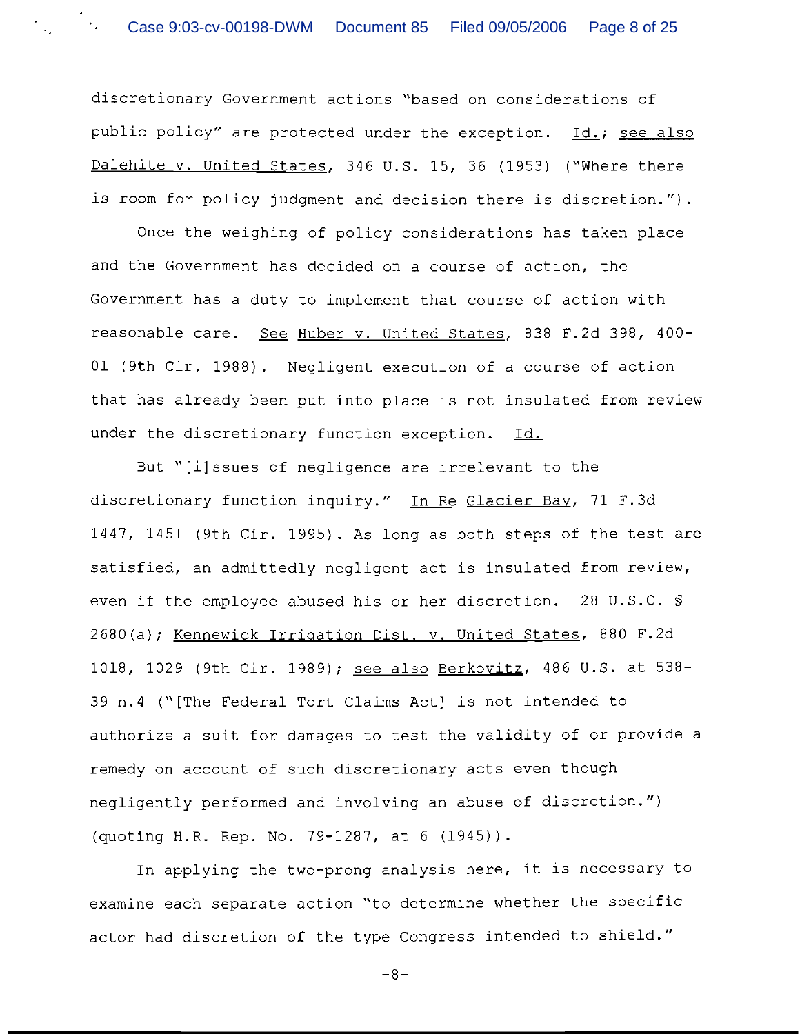discretionary Government actions "based on considerations of public policy" are protected under the exception. Id.; see also Dalehite v. United States, 346 U.S. 15, 36 (1953) ("Where there is room for policy judgment and decision there is discretion.").

Once the weighing of policy considerations has taken place and the Government has decided on a course of action, the Government has a duty to implement that course of action with reasonable care. See Huber v. United States, 838 F.2d 398, 400-01 (9th Cir. 1988). Negligent execution of a course of action that has already been put into place is not insulated from review under the discretionary function exception. Id.

But "[i]ssues of negligence are irrelevant to the discretionary function inquiry." In Re Glacier Bay, 71 F.3d 1447, 1451 (9th Cir. 1995). As long as both steps of the test are satisfied, an admittedly negligent act is insulated from review, even if the employee abused his or her discretion. 28 U.S.C. § 2680(a); Kennewick Irrigation Dist. v. United States, 880 F.2d 1018, 1029 (9th Cir. 1989); see also Berkovitz, 486 U.S. at 538-39 n.4 ("[The Federal Tort Claims Act] is not intended to authorize a suit for damages to test the validity of or provide a remedy on account of such discretionary acts even though negligently performed and involving an abuse of discretion.") (quoting H.R. Rep. No. 79-1287, at 6 (1945)).

In applying the two-prong analysis here, it is necessary to examine each separate action "to determine whether the specific actor had discretion of the type Congress intended to shield."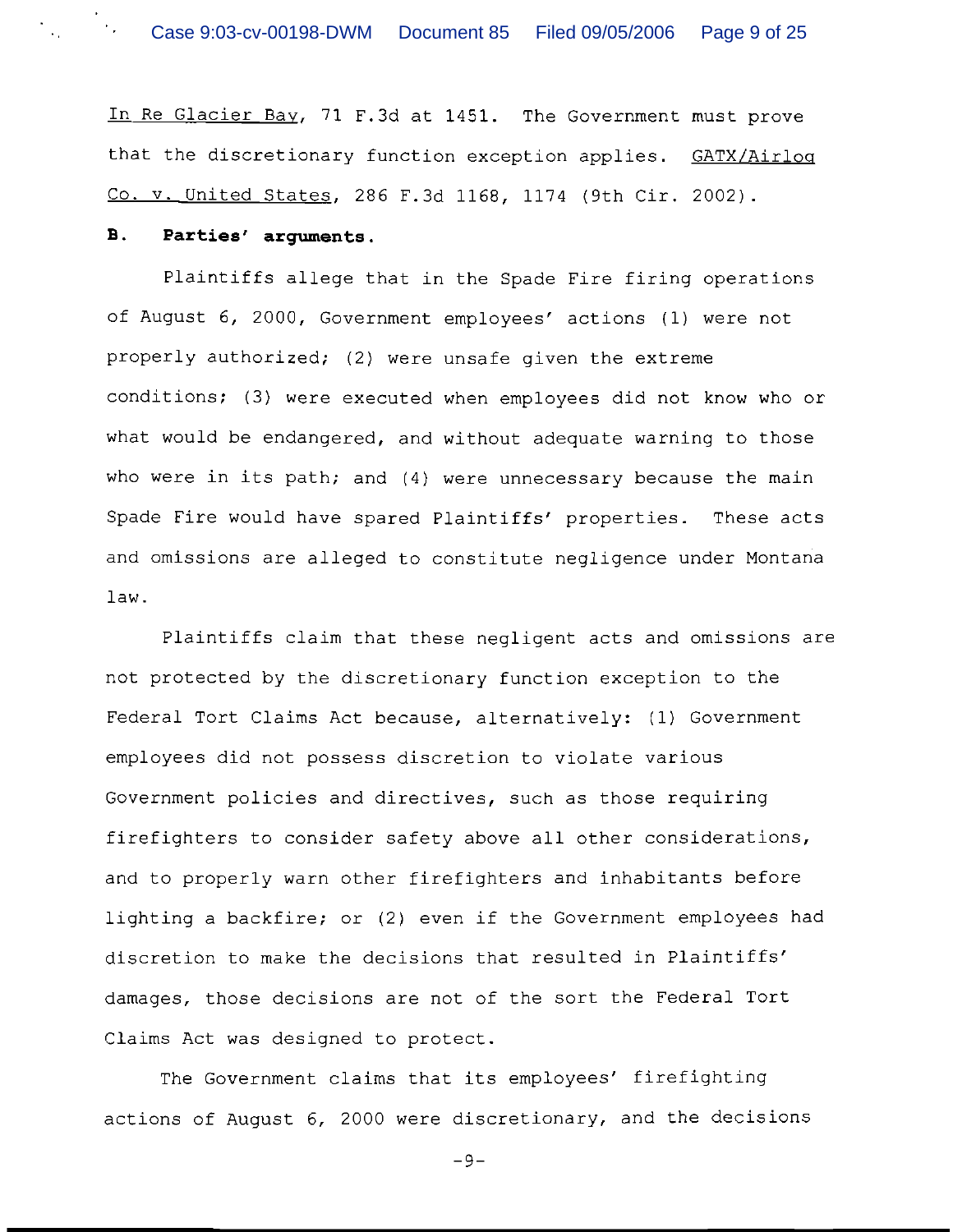In Re Glacier Bay, 71 F.3d at 1451. The Government must prove that the discretionary function exception applies. GATX/Airlog Co. v. United States, 286 F.3d 1168, 1174 (9th Cir. 2002).

**B. Parties' arguments.**

Plaintiffs allege that in the Spade Fire firing operations of August 6, 2000, Government employees' actions (1) were not properly authorized; (2) were unsafe given the extreme conditions; (3) were executed when employees did not know who or what would be endangered, and without adequate warning to those who were in its path; and (4) were unnecessary because the main Spade Fire would have spared Plaintiffs' properties. These acts and omissions are alleged to constitute negligence under Montana law.

Plaintiffs claim that these negligent acts and omissions are not protected by the discretionary function exception to the Federal Tort Claims Act because, alternatively: (1) Government employees did not possess discretion to violate various Government policies and directives, such as those requiring firefighters to consider safety above all other considerations, and to properly warn other firefighters and inhabitants before lighting a backfire; or (2) even if the Government employees had discretion to make the decisions that resulted in Plaintiffs' damages, those decisions are not of the sort the Federal Tort Claims Act was designed to protect.

The Government claims that its employees' firefighting actions of August 6, 2000 were discretionary, and the decisions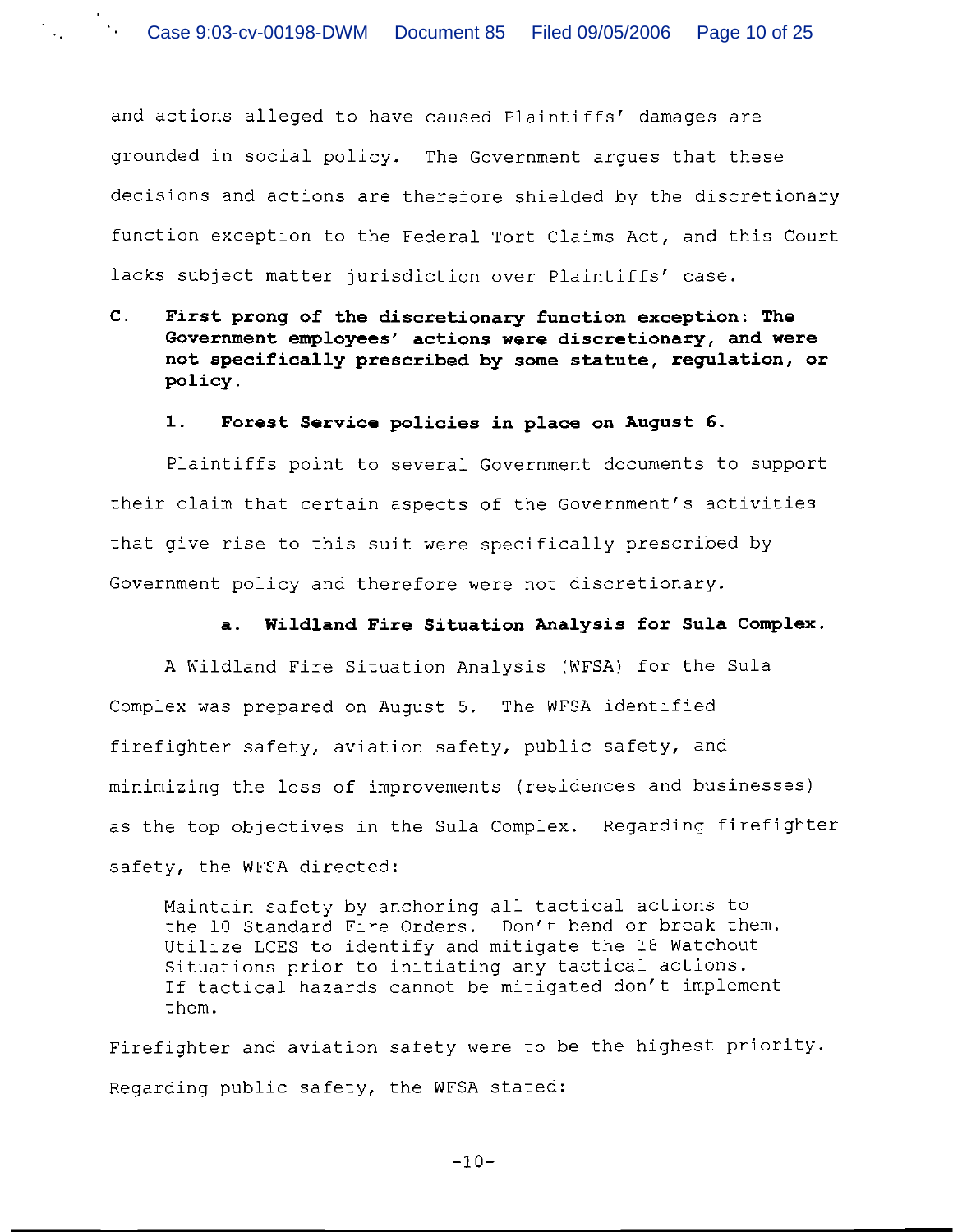and actions alleged to have caused Plaintiffs' damages are grounded in social policy. The Government argues that these decisions and actions are therefore shielded by the discretionary function exception to the Federal Tort Claims Act, and this Court lacks subject matter jurisdiction over Plaintiffs' case.

### C. First prong of the discretionary function exception: The Government employees' actions were discretionary, and were not specifically prescribed by some statute, regulation, or policy.

#### 1. Forest Service policies in place on August 6.

Plaintiffs point to several Government documents to support their claim that certain aspects of the Government's activities that give rise to this suit were specifically prescribed by Government policy and therefore were not discretionary.

##### a. Wildland Fire Situation Analysis for Sula Complex.

A Wildland Fire Situation Analysis (WFSA) for the Sula Complex was prepared on August 5. The WFSA identified firefighter safety, aviation safety, public safety, and minimizing the loss of improvements (residences and businesses) as the top objectives in the Sula Complex. Regarding firefighter safety, the WFSA directed:

> Maintain safety by anchoring all tactical actions to the 10 Standard Fire Orders. Don't bend or break them. Utilize LCES to identify and mitigate the 18 Watchout Situations prior to initiating any tactical actions. If tactical hazards cannot be mitigated don't implement them.

Firefighter and aviation safety were to be the highest priority. Regarding public safety, the WFSA stated: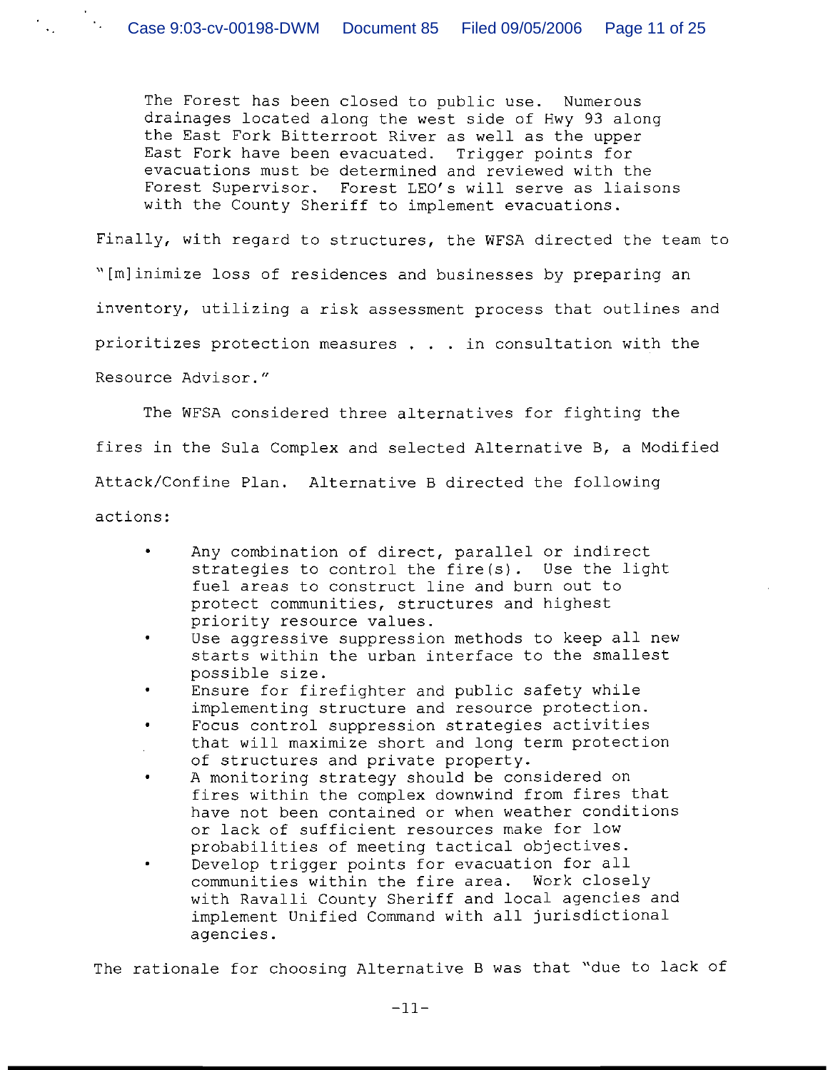> The Forest has been closed to public use. Numerous drainages located along the west side of Hwy 93 along the East Fork Bitterroot River as well as the upper East Fork have been evacuated. Trigger points for evacuations must be determined and reviewed with the Forest Supervisor. Forest LEO's will serve as liaisons with the County Sheriff to implement evacuations.

Finally, with regard to structures, the WFSA directed the team to "[m]inimize loss of residences and businesses by preparing an inventory, utilizing a risk assessment process that outlines and prioritizes protection measures . . . in consultation with the Resource Advisor."

The WFSA considered three alternatives for fighting the fires in the Sula Complex and selected Alternative B, a Modified Attack/Confine Plan. Alternative B directed the following actions:

- Any combination of direct, parallel or indirect strategies to control the fire(s). Use the light fuel areas to construct line and burn out to protect communities, structures and highest priority resource values.
- Use aggressive suppression methods to keep all new starts within the urban interface to the smallest possible size.
- Ensure for firefighter and public safety while implementing structure and resource protection.
- Focus control suppression strategies activities that will maximize short and long term protection of structures and private property.
- A monitoring strategy should be considered on fires within the complex downwind from fires that have not been contained or when weather conditions or lack of sufficient resources make for low probabilities of meeting tactical objectives.
- Develop trigger points for evacuation for all communities within the fire area. Work closely with Ravalli County Sheriff and local agencies and implement Unified Command with all jurisdictional agencies.

The rationale for choosing Alternative B was that "due to lack of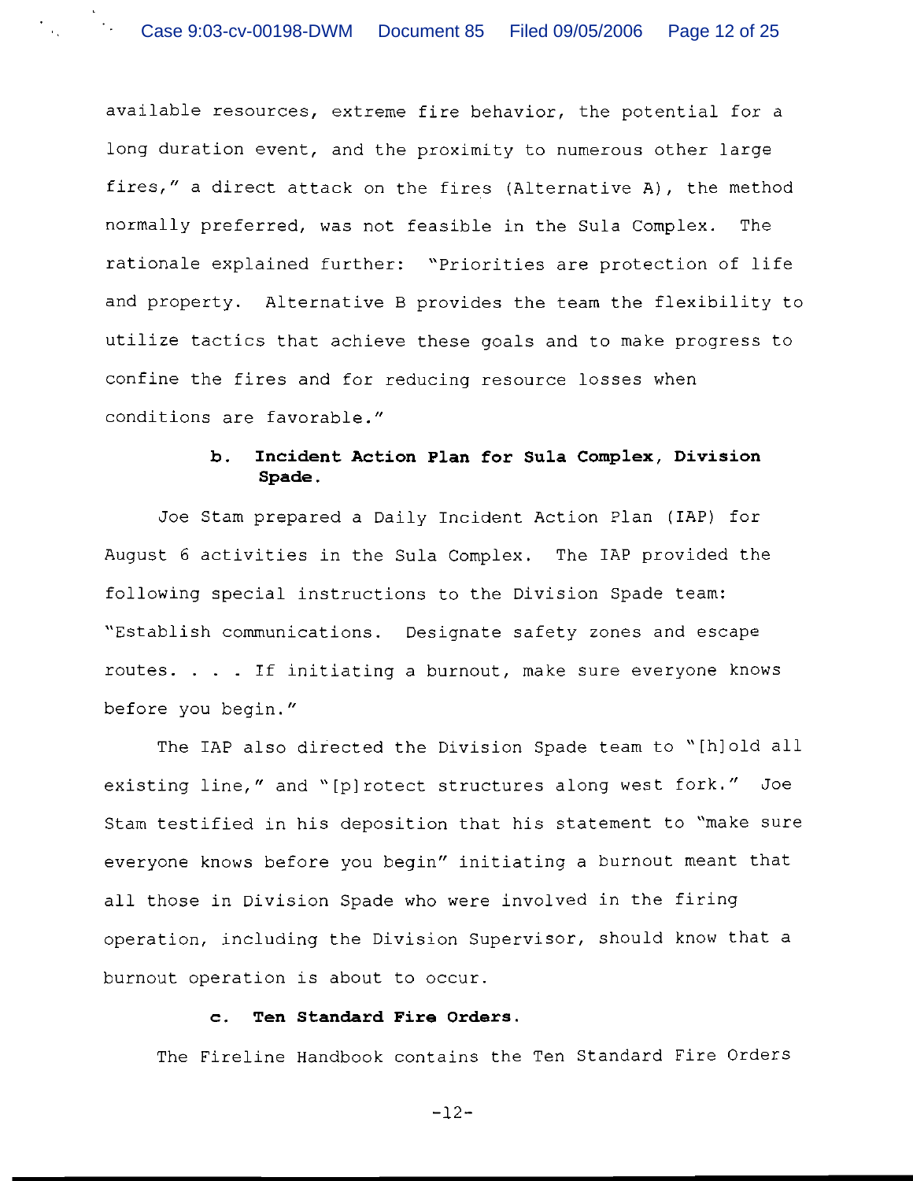available resources, extreme fire behavior, the potential for a long duration event, and the proximity to numerous other large fires," a direct attack on the fires (Alternative A), the method normally preferred, was not feasible in the Sula Complex. The rationale explained further: "Priorities are protection of life and property. Alternative B provides the team the flexibility to utilize tactics that achieve these goals and to make progress to confine the fires and for reducing resource losses when conditions are favorable."

**b. Incident Action Plan for Sula Complex, Division Spade.**

Joe Stam prepared a Daily Incident Action Plan (IAP) for August 6 activities in the Sula Complex. The IAP provided the following special instructions to the Division Spade team: "Establish communications. Designate safety zones and escape routes. . . . If initiating a burnout, make sure everyone knows before you begin."

The IAP also directed the Division Spade team to "[h]old all existing line," and "[p]rotect structures along west fork." Joe Stam testified in his deposition that his statement to "make sure everyone knows before you begin" initiating a burnout meant that all those in Division Spade who were involved in the firing operation, including the Division Supervisor, should know that a burnout operation is about to occur.

**c. Ten Standard Fire Orders.**

The Fireline Handbook contains the Ten Standard Fire Orders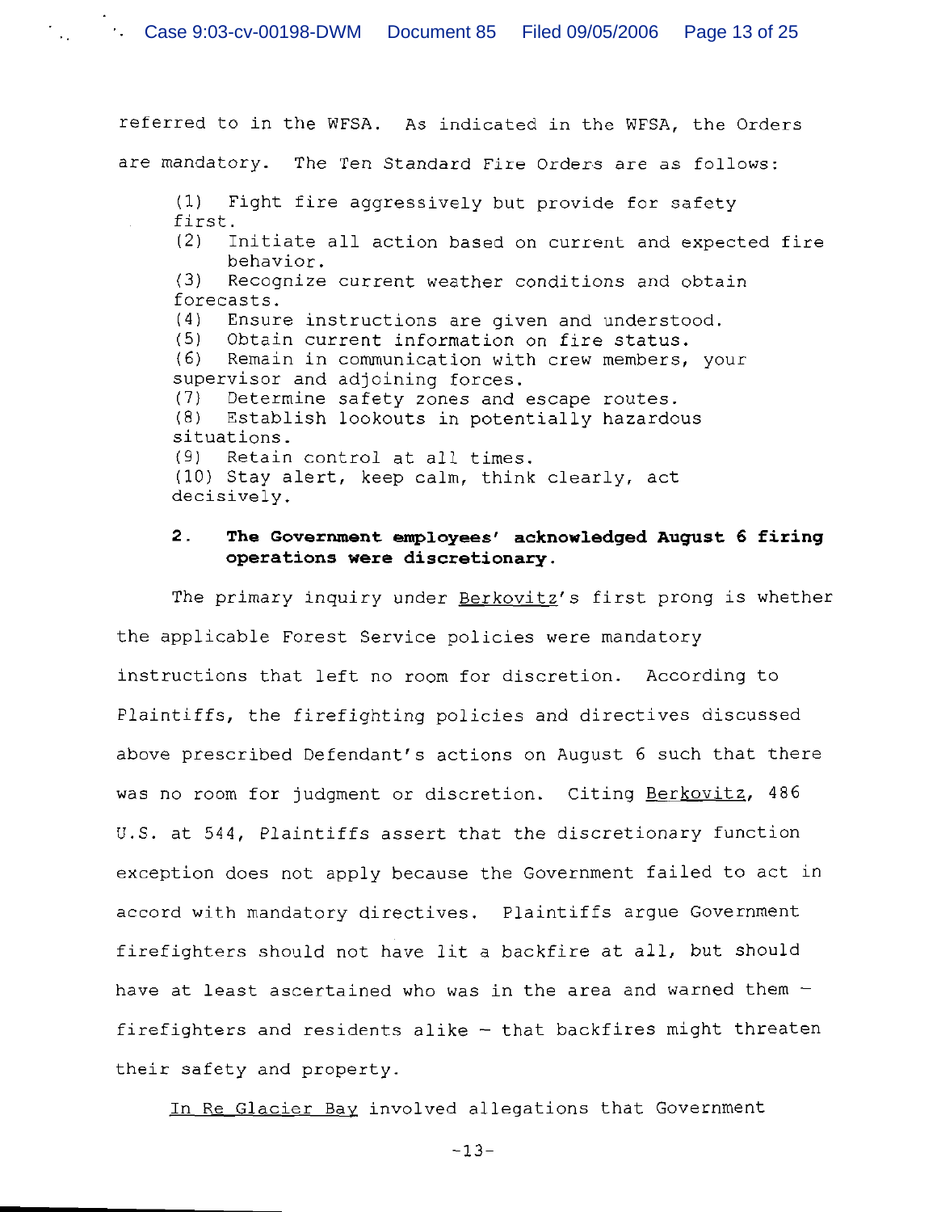referred to in the WFSA. As indicated in the WFSA, the Orders are mandatory. The Ten Standard Fire Orders are as follows:

(1) Fight fire aggressively but provide for safety first.
(2) Initiate all action based on current and expected fire behavior.
(3) Recognize current weather conditions and obtain forecasts.
(4) Ensure instructions are given and understood.
(5) Obtain current information on fire status.
(6) Remain in communication with crew members, your supervisor and adjoining forces.
(7) Determine safety zones and escape routes.
(8) Establish lookouts in potentially hazardous situations.
(9) Retain control at all times.
(10) Stay alert, keep calm, think clearly, act decisively.

**2. The Government employees' acknowledged August 6 firing operations were discretionary.**

The primary inquiry under Berkovitz's first prong is whether the applicable Forest Service policies were mandatory instructions that left no room for discretion. According to Plaintiffs, the firefighting policies and directives discussed above prescribed Defendant's actions on August 6 such that there was no room for judgment or discretion. Citing Berkovitz, 486 U.S. at 544, Plaintiffs assert that the discretionary function exception does not apply because the Government failed to act in accord with mandatory directives. Plaintiffs argue Government firefighters should not have lit a backfire at all, but should have at least ascertained who was in the area and warned them – firefighters and residents alike – that backfires might threaten their safety and property.

In Re Glacier Bay involved allegations that Government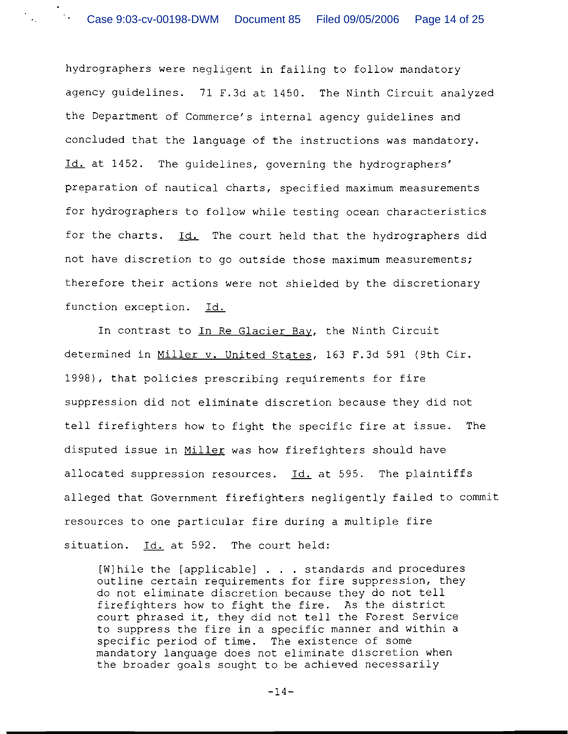hydrographers were negligent in failing to follow mandatory agency guidelines. 71 F.3d at 1450. The Ninth Circuit analyzed the Department of Commerce's internal agency guidelines and concluded that the language of the instructions was mandatory. Id. at 1452. The guidelines, governing the hydrographers' preparation of nautical charts, specified maximum measurements for hydrographers to follow while testing ocean characteristics for the charts. Id. The court held that the hydrographers did not have discretion to go outside those maximum measurements; therefore their actions were not shielded by the discretionary function exception. Id.

In contrast to In Re Glacier Bay, the Ninth Circuit determined in Miller v. United States, 163 F.3d 591 (9th Cir. 1998), that policies prescribing requirements for fire suppression did not eliminate discretion because they did not tell firefighters how to fight the specific fire at issue. The disputed issue in Miller was how firefighters should have allocated suppression resources. Id. at 595. The plaintiffs alleged that Government firefighters negligently failed to commit resources to one particular fire during a multiple fire situation. Id. at 592. The court held:

> [W]hile the [applicable] . . . standards and procedures outline certain requirements for fire suppression, they do not eliminate discretion because they do not tell firefighters how to fight the fire. As the district court phrased it, they did not tell the Forest Service to suppress the fire in a specific manner and within a specific period of time. The existence of some mandatory language does not eliminate discretion when the broader goals sought to be achieved necessarily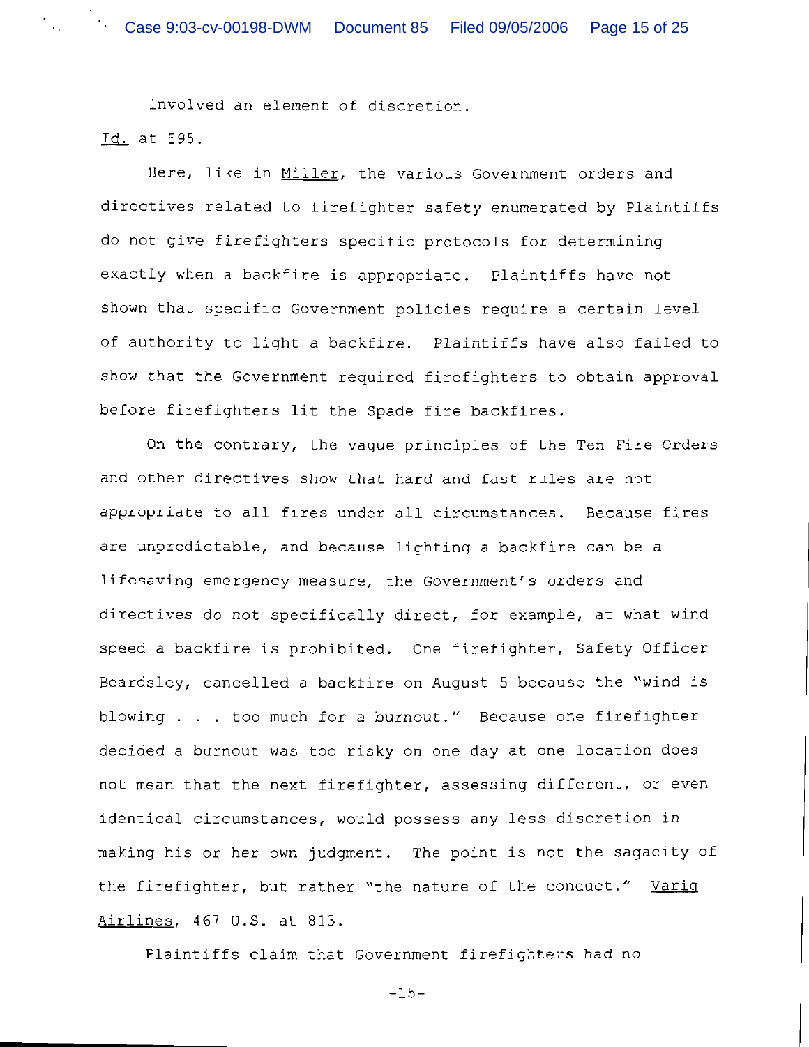involved an element of discretion.

Id. at 595.

Here, like in Miller, the various Government orders and directives related to firefighter safety enumerated by Plaintiffs do not give firefighters specific protocols for determining exactly when a backfire is appropriate. Plaintiffs have not shown that specific Government policies require a certain level of authority to light a backfire. Plaintiffs have also failed to show that the Government required firefighters to obtain approval before firefighters lit the Spade fire backfires.

On the contrary, the vague principles of the Ten Fire Orders and other directives show that hard and fast rules are not appropriate to all fires under all circumstances. Because fires are unpredictable, and because lighting a backfire can be a lifesaving emergency measure, the Government's orders and directives do not specifically direct, for example, at what wind speed a backfire is prohibited. One firefighter, Safety Officer Beardsley, cancelled a backfire on August 5 because the "wind is blowing . . . too much for a burnout." Because one firefighter decided a burnout was too risky on one day at one location does not mean that the next firefighter, assessing different, or even identical circumstances, would possess any less discretion in making his or her own judgment. The point is not the sagacity of the firefighter, but rather "the nature of the conduct." Varig Airlines, 467 U.S. at 813.

Plaintiffs claim that Government firefighters had no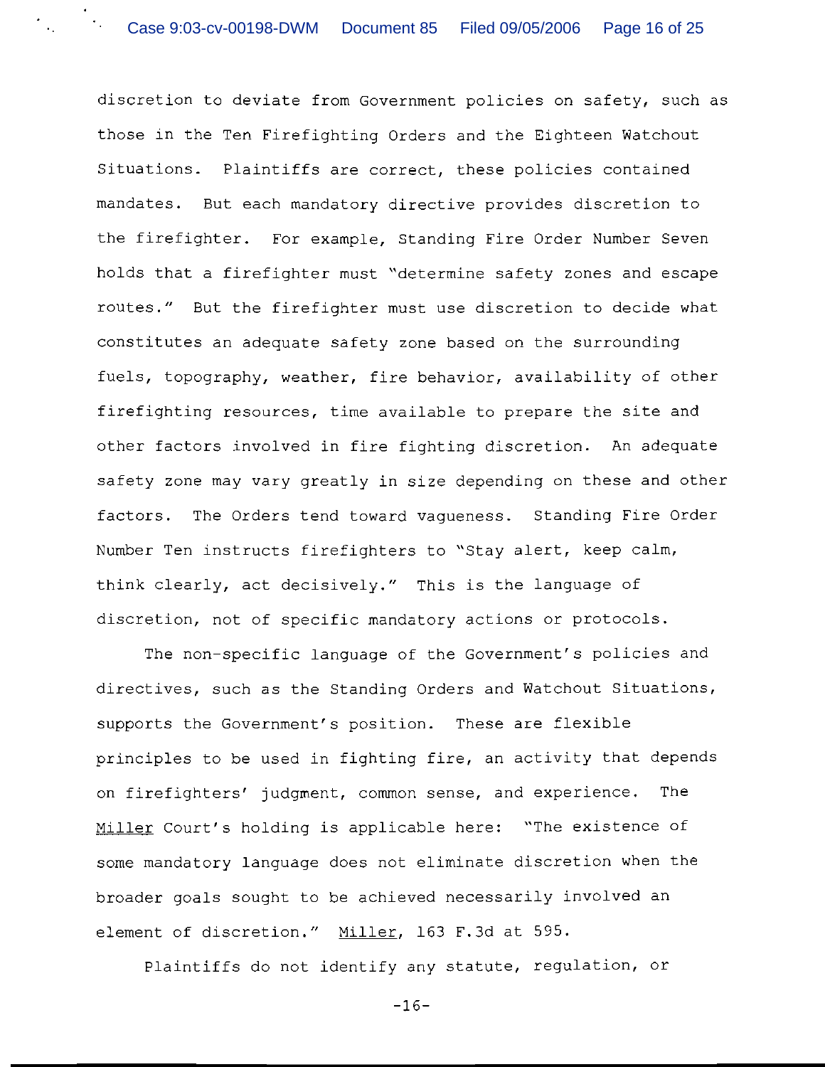discretion to deviate from Government policies on safety, such as those in the Ten Firefighting Orders and the Eighteen Watchout Situations. Plaintiffs are correct, these policies contained mandates. But each mandatory directive provides discretion to the firefighter. For example, Standing Fire Order Number Seven holds that a firefighter must "determine safety zones and escape routes." But the firefighter must use discretion to decide what constitutes an adequate safety zone based on the surrounding fuels, topography, weather, fire behavior, availability of other firefighting resources, time available to prepare the site and other factors involved in fire fighting discretion. An adequate safety zone may vary greatly in size depending on these and other factors. The Orders tend toward vagueness. Standing Fire Order Number Ten instructs firefighters to "Stay alert, keep calm, think clearly, act decisively." This is the language of discretion, not of specific mandatory actions or protocols.

The non-specific language of the Government's policies and directives, such as the Standing Orders and Watchout Situations, supports the Government's position. These are flexible principles to be used in fighting fire, an activity that depends on firefighters' judgment, common sense, and experience. The Miller Court's holding is applicable here: "The existence of some mandatory language does not eliminate discretion when the broader goals sought to be achieved necessarily involved an element of discretion." Miller, 163 F.3d at 595.

Plaintiffs do not identify any statute, regulation, or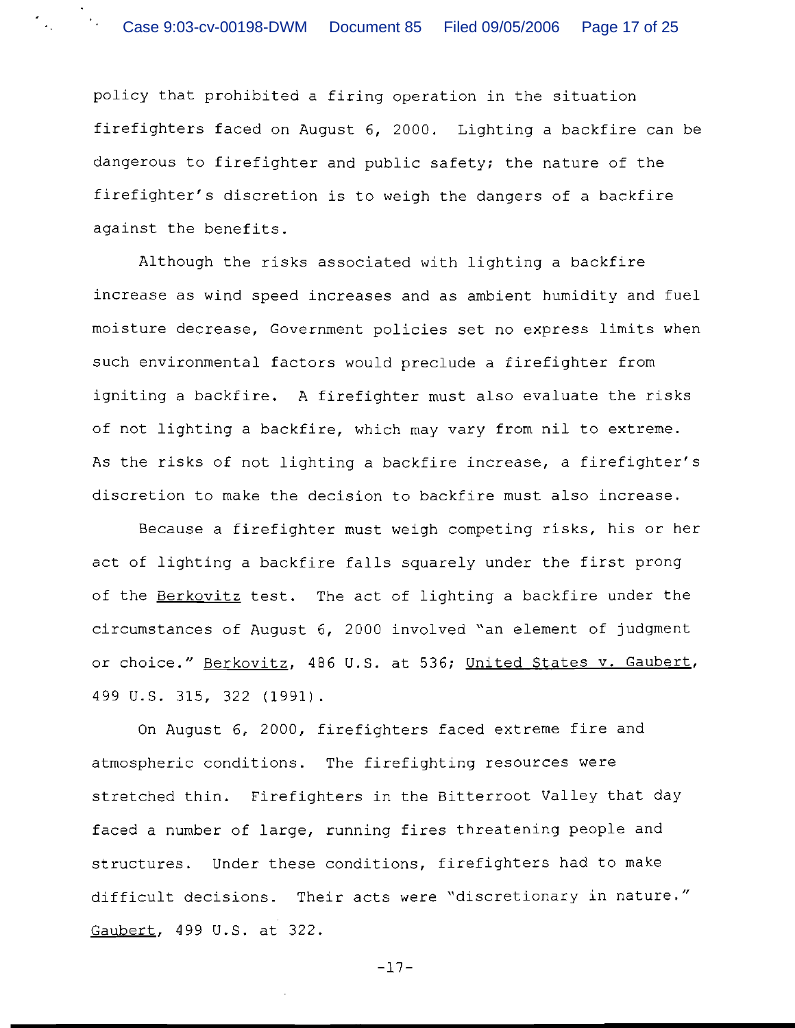policy that prohibited a firing operation in the situation firefighters faced on August 6, 2000. Lighting a backfire can be dangerous to firefighter and public safety; the nature of the firefighter's discretion is to weigh the dangers of a backfire against the benefits.

Although the risks associated with lighting a backfire increase as wind speed increases and as ambient humidity and fuel moisture decrease, Government policies set no express limits when such environmental factors would preclude a firefighter from igniting a backfire. A firefighter must also evaluate the risks of not lighting a backfire, which may vary from nil to extreme. As the risks of not lighting a backfire increase, a firefighter's discretion to make the decision to backfire must also increase.

Because a firefighter must weigh competing risks, his or her act of lighting a backfire falls squarely under the first prong of the Berkovitz test. The act of lighting a backfire under the circumstances of August 6, 2000 involved "an element of judgment or choice." Berkovitz, 486 U.S. at 536; United States v. Gaubert, 499 U.S. 315, 322 (1991).

On August 6, 2000, firefighters faced extreme fire and atmospheric conditions. The firefighting resources were stretched thin. Firefighters in the Bitterroot Valley that day faced a number of large, running fires threatening people and structures. Under these conditions, firefighters had to make difficult decisions. Their acts were "discretionary in nature." Gaubert, 499 U.S. at 322.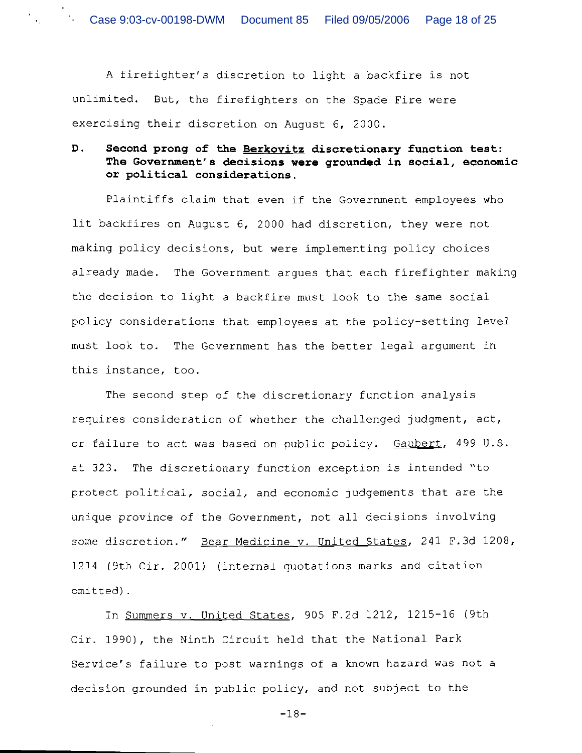A firefighter's discretion to light a backfire is not unlimited. But, the firefighters on the Spade Fire were exercising their discretion on August 6, 2000.

**D. Second prong of the Berkovitz discretionary function test: The Government's decisions were grounded in social, economic or political considerations.**

Plaintiffs claim that even if the Government employees who lit backfires on August 6, 2000 had discretion, they were not making policy decisions, but were implementing policy choices already made. The Government argues that each firefighter making the decision to light a backfire must look to the same social policy considerations that employees at the policy-setting level must look to. The Government has the better legal argument in this instance, too.

The second step of the discretionary function analysis requires consideration of whether the challenged judgment, act, or failure to act was based on public policy. Gaubert, 499 U.S. at 323. The discretionary function exception is intended "to protect political, social, and economic judgements that are the unique province of the Government, not all decisions involving some discretion." Bear Medicine v. United States, 241 F.3d 1208, 1214 (9th Cir. 2001) (internal quotations marks and citation omitted).

In Summers v. United States, 905 F.2d 1212, 1215-16 (9th Cir. 1990), the Ninth Circuit held that the National Park Service's failure to post warnings of a known hazard was not a decision grounded in public policy, and not subject to the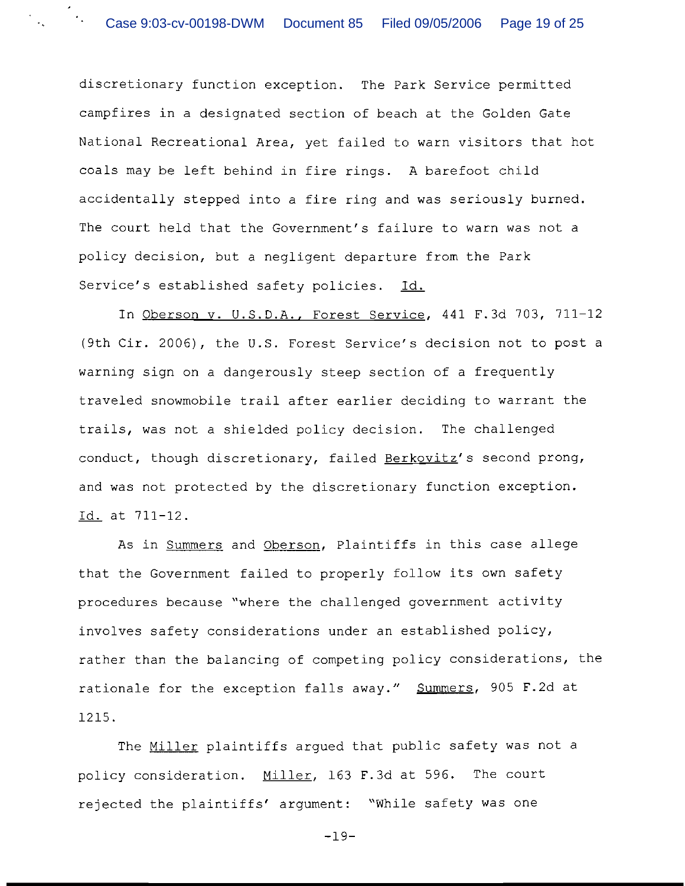discretionary function exception. The Park Service permitted campfires in a designated section of beach at the Golden Gate National Recreational Area, yet failed to warn visitors that hot coals may be left behind in fire rings. A barefoot child accidentally stepped into a fire ring and was seriously burned. The court held that the Government's failure to warn was not a policy decision, but a negligent departure from the Park Service's established safety policies. Id.

In Oberson v. U.S.D.A., Forest Service, 441 F.3d 703, 711-12 (9th Cir. 2006), the U.S. Forest Service's decision not to post a warning sign on a dangerously steep section of a frequently traveled snowmobile trail after earlier deciding to warrant the trails, was not a shielded policy decision. The challenged conduct, though discretionary, failed Berkovitz's second prong, and was not protected by the discretionary function exception. Id. at 711-12.

As in Summers and Oberson, Plaintiffs in this case allege that the Government failed to properly follow its own safety procedures because "where the challenged government activity involves safety considerations under an established policy, rather than the balancing of competing policy considerations, the rationale for the exception falls away." Summers, 905 F.2d at 1215.

The Miller plaintiffs argued that public safety was not a policy consideration. Miller, 163 F.3d at 596. The court rejected the plaintiffs' argument: "While safety was one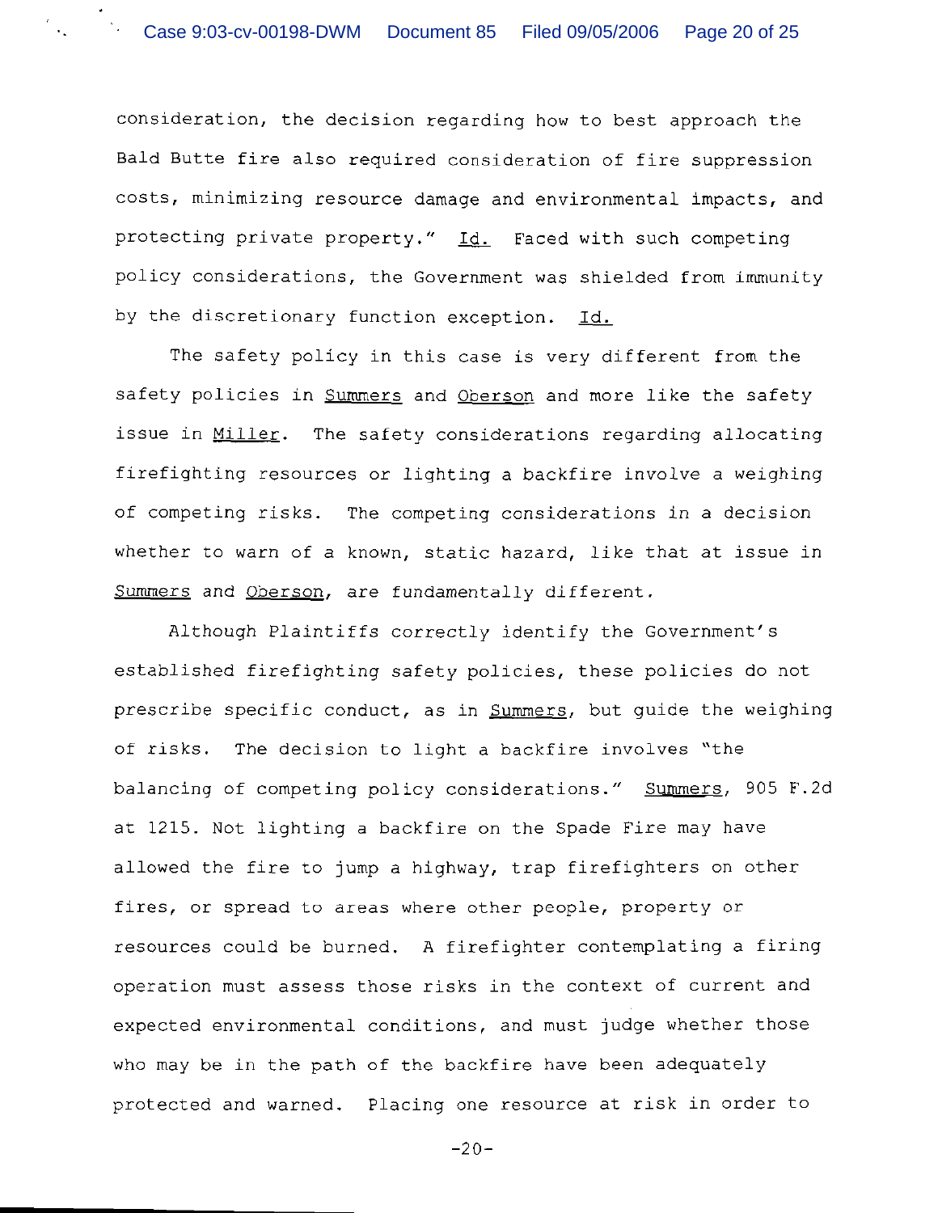consideration, the decision regarding how to best approach the Bald Butte fire also required consideration of fire suppression costs, minimizing resource damage and environmental impacts, and protecting private property." Id. Faced with such competing policy considerations, the Government was shielded from immunity by the discretionary function exception. Id.

The safety policy in this case is very different from the safety policies in Summers and Oberson and more like the safety issue in Miller. The safety considerations regarding allocating firefighting resources or lighting a backfire involve a weighing of competing risks. The competing considerations in a decision whether to warn of a known, static hazard, like that at issue in Summers and Oberson, are fundamentally different.

Although Plaintiffs correctly identify the Government's established firefighting safety policies, these policies do not prescribe specific conduct, as in Summers, but guide the weighing of risks. The decision to light a backfire involves "the balancing of competing policy considerations." Summers, 905 F.2d at 1215. Not lighting a backfire on the Spade Fire may have allowed the fire to jump a highway, trap firefighters on other fires, or spread to areas where other people, property or resources could be burned. A firefighter contemplating a firing operation must assess those risks in the context of current and expected environmental conditions, and must judge whether those who may be in the path of the backfire have been adequately protected and warned. Placing one resource at risk in order to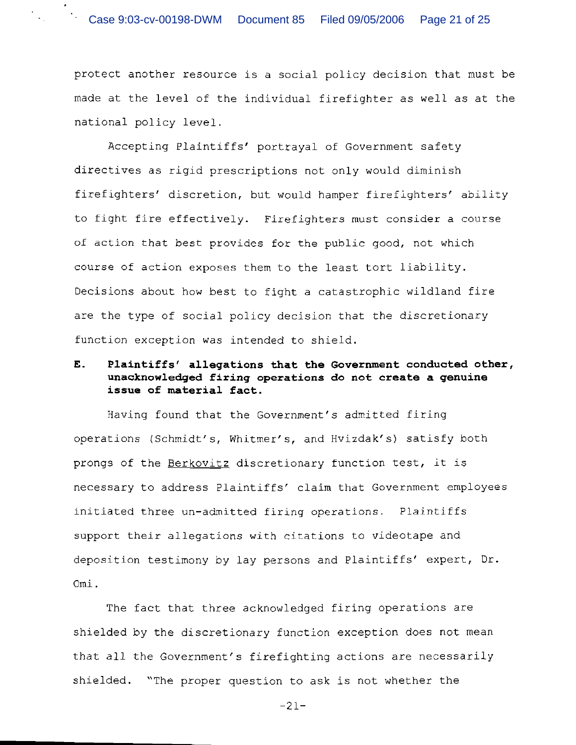protect another resource is a social policy decision that must be made at the level of the individual firefighter as well as at the national policy level.

Accepting Plaintiffs' portrayal of Government safety directives as rigid prescriptions not only would diminish firefighters' discretion, but would hamper firefighters' ability to fight fire effectively. Firefighters must consider a course of action that best provides for the public good, not which course of action exposes them to the least tort liability. Decisions about how best to fight a catastrophic wildland fire are the type of social policy decision that the discretionary function exception was intended to shield.

**E. Plaintiffs' allegations that the Government conducted other, unacknowledged firing operations do not create a genuine issue of material fact.**

Having found that the Government's admitted firing operations (Schmidt's, Whitmer's, and Hvizdak's) satisfy both prongs of the Berkovitz discretionary function test, it is necessary to address Plaintiffs' claim that Government employees initiated three un-admitted firing operations. Plaintiffs support their allegations with citations to videotape and deposition testimony by lay persons and Plaintiffs' expert, Dr. Omi.

The fact that three acknowledged firing operations are shielded by the discretionary function exception does not mean that all the Government's firefighting actions are necessarily shielded. "The proper question to ask is not whether the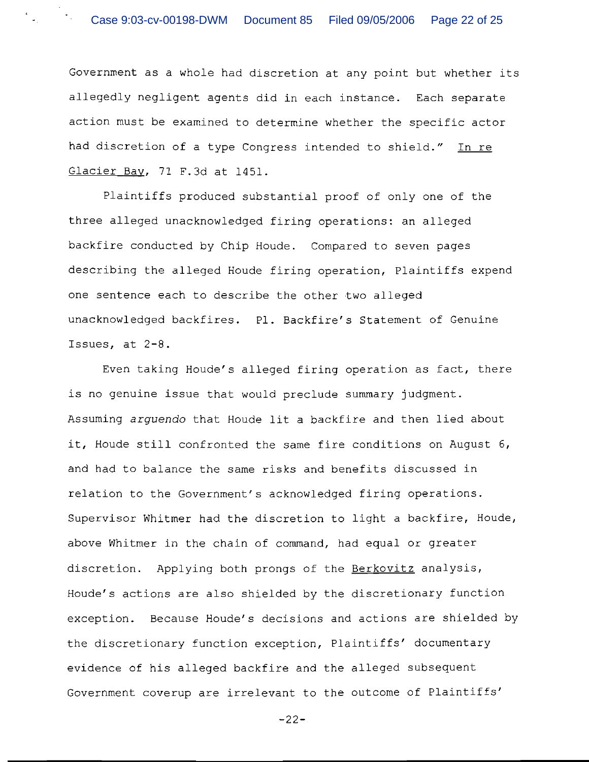Government as a whole had discretion at any point but whether its allegedly negligent agents did in each instance. Each separate action must be examined to determine whether the specific actor had discretion of a type Congress intended to shield." In re Glacier Bay, 71 F.3d at 1451.

Plaintiffs produced substantial proof of only one of the three alleged unacknowledged firing operations: an alleged backfire conducted by Chip Houde. Compared to seven pages describing the alleged Houde firing operation, Plaintiffs expend one sentence each to describe the other two alleged unacknowledged backfires. Pl. Backfire's Statement of Genuine Issues, at 2-8.

Even taking Houde's alleged firing operation as fact, there is no genuine issue that would preclude summary judgment. Assuming *arguendo* that Houde lit a backfire and then lied about it, Houde still confronted the same fire conditions on August 6, and had to balance the same risks and benefits discussed in relation to the Government's acknowledged firing operations. Supervisor Whitmer had the discretion to light a backfire, Houde, above Whitmer in the chain of command, had equal or greater discretion. Applying both prongs of the Berkovitz analysis, Houde's actions are also shielded by the discretionary function exception. Because Houde's decisions and actions are shielded by the discretionary function exception, Plaintiffs' documentary evidence of his alleged backfire and the alleged subsequent Government coverup are irrelevant to the outcome of Plaintiffs'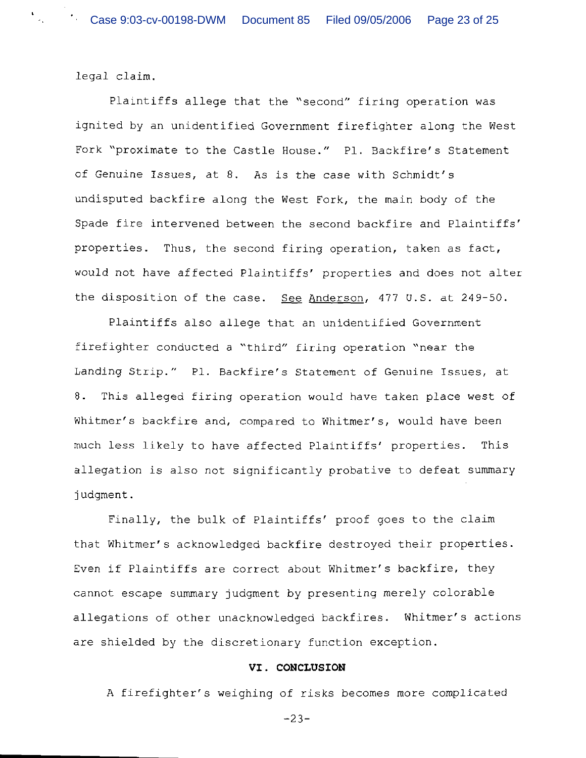legal claim.

Plaintiffs allege that the "second" firing operation was ignited by an unidentified Government firefighter along the West Fork "proximate to the Castle House." Pl. Backfire's Statement of Genuine Issues, at 8. As is the case with Schmidt's undisputed backfire along the West Fork, the main body of the Spade fire intervened between the second backfire and Plaintiffs' properties. Thus, the second firing operation, taken as fact, would not have affected Plaintiffs' properties and does not alter the disposition of the case. See Anderson, 477 U.S. at 249-50.

Plaintiffs also allege that an unidentified Government firefighter conducted a "third" firing operation "near the Landing Strip." Pl. Backfire's Statement of Genuine Issues, at 8. This alleged firing operation would have taken place west of Whitmer's backfire and, compared to Whitmer's, would have been much less likely to have affected Plaintiffs' properties. This allegation is also not significantly probative to defeat summary judgment.

Finally, the bulk of Plaintiffs' proof goes to the claim that Whitmer's acknowledged backfire destroyed their properties. Even if Plaintiffs are correct about Whitmer's backfire, they cannot escape summary judgment by presenting merely colorable allegations of other unacknowledged backfires. Whitmer's actions are shielded by the discretionary function exception.

## VI. CONCLUSION

A firefighter's weighing of risks becomes more complicated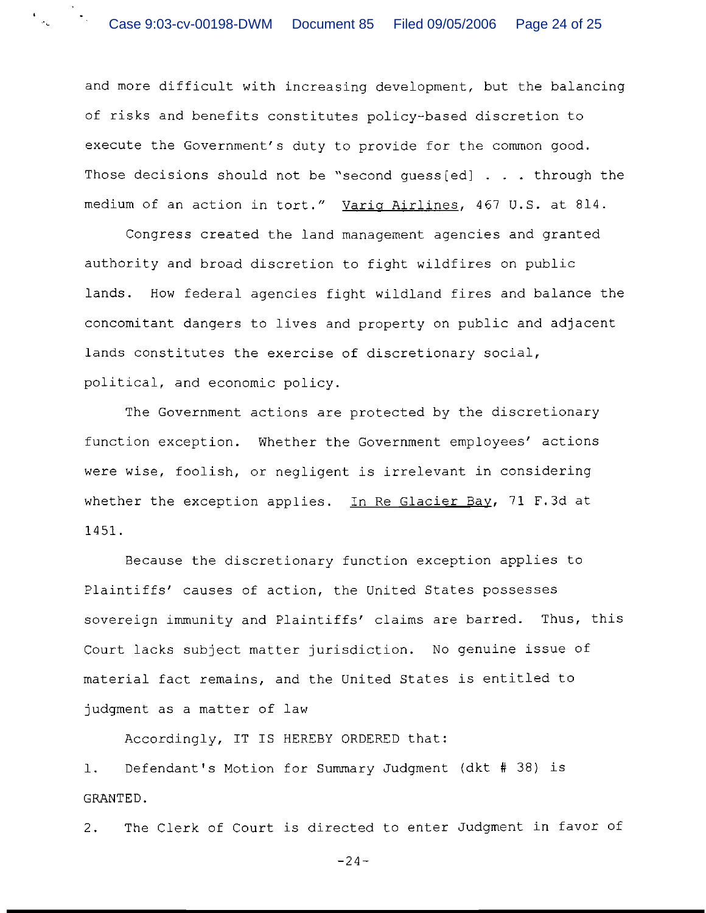and more difficult with increasing development, but the balancing of risks and benefits constitutes policy-based discretion to execute the Government's duty to provide for the common good. Those decisions should not be "second guess[ed] . . . through the medium of an action in tort." Varig Airlines, 467 U.S. at 814.

Congress created the land management agencies and granted authority and broad discretion to fight wildfires on public lands. How federal agencies fight wildland fires and balance the concomitant dangers to lives and property on public and adjacent lands constitutes the exercise of discretionary social, political, and economic policy.

The Government actions are protected by the discretionary function exception. Whether the Government employees' actions were wise, foolish, or negligent is irrelevant in considering whether the exception applies. In Re Glacier Bay, 71 F.3d at 1451.

Because the discretionary function exception applies to Plaintiffs' causes of action, the United States possesses sovereign immunity and Plaintiffs' claims are barred. Thus, this Court lacks subject matter jurisdiction. No genuine issue of material fact remains, and the United States is entitled to judgment as a matter of law

Accordingly, IT IS HEREBY ORDERED that:

1. Defendant's Motion for Summary Judgment (dkt # 38) is GRANTED.

2. The Clerk of Court is directed to enter Judgment in favor of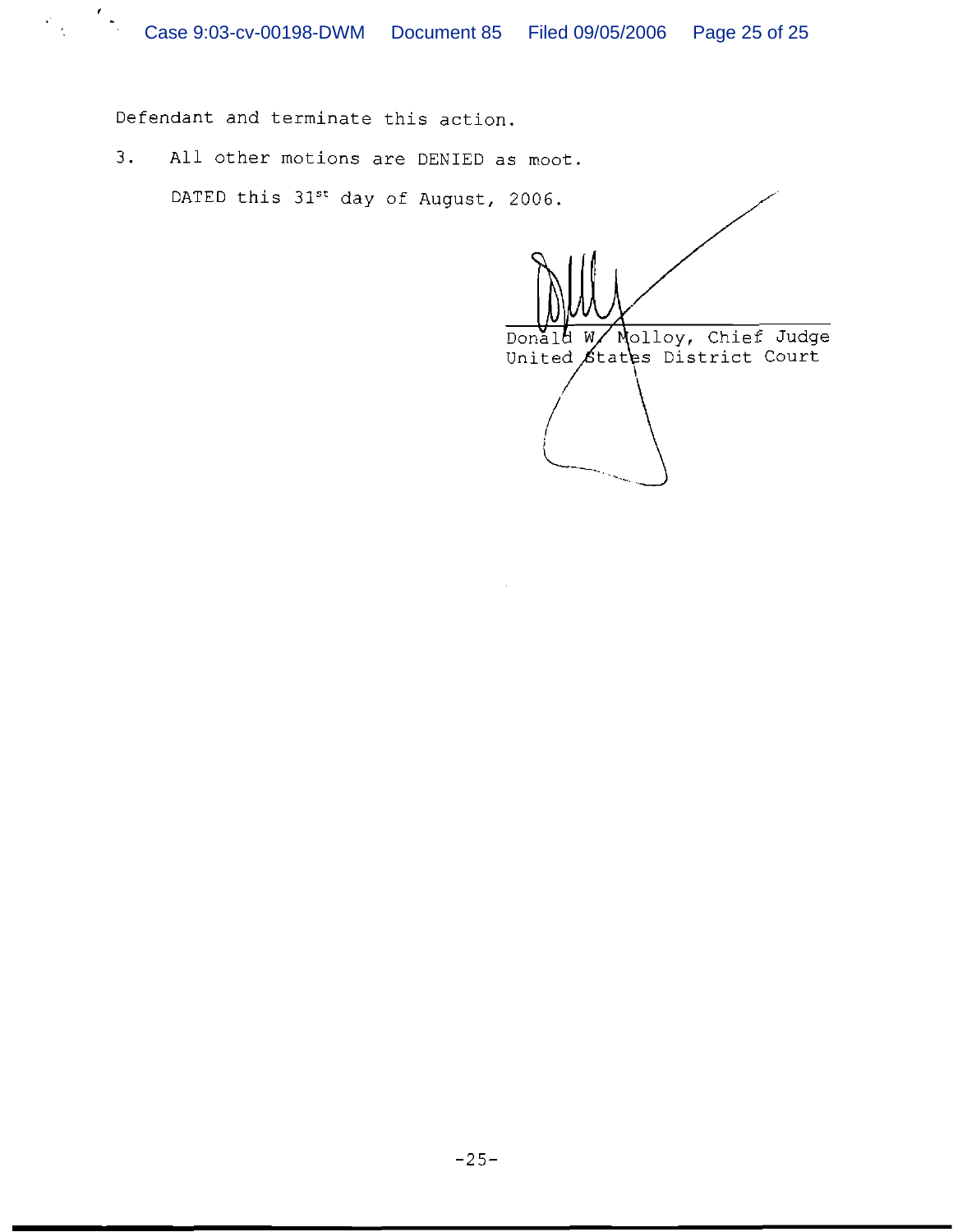Defendant and terminate this action.

3. All other motions are DENIED as moot.

DATED this 31st day of August, 2006.

Donald W. Molloy, Chief Judge
United States District Court